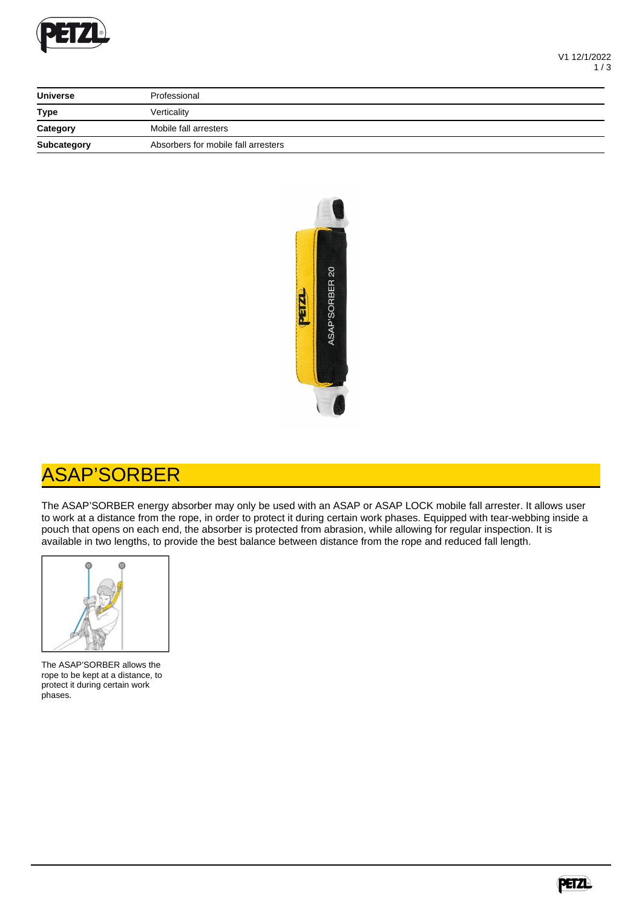| Universe | Professional |
| --- | --- |
| Type | Verticality |
| Category | Mobile fall arresters |
| Subcategory | Absorbers for mobile fall arresters |

# ASAP'SORBER

The ASAP'SORBER energy absorber may only be used with an ASAP or ASAP LOCK mobile fall arrester. It allows user to work at a distance from the rope, in order to protect it during certain work phases. Equipped with tear-webbing inside a pouch that opens on each end, the absorber is protected from abrasion, while allowing for regular inspection. It is available in two lengths, to provide the best balance between distance from the rope and reduced fall length.

The ASAP'SORBER allows the rope to be kept at a distance, to protect it during certain work phases.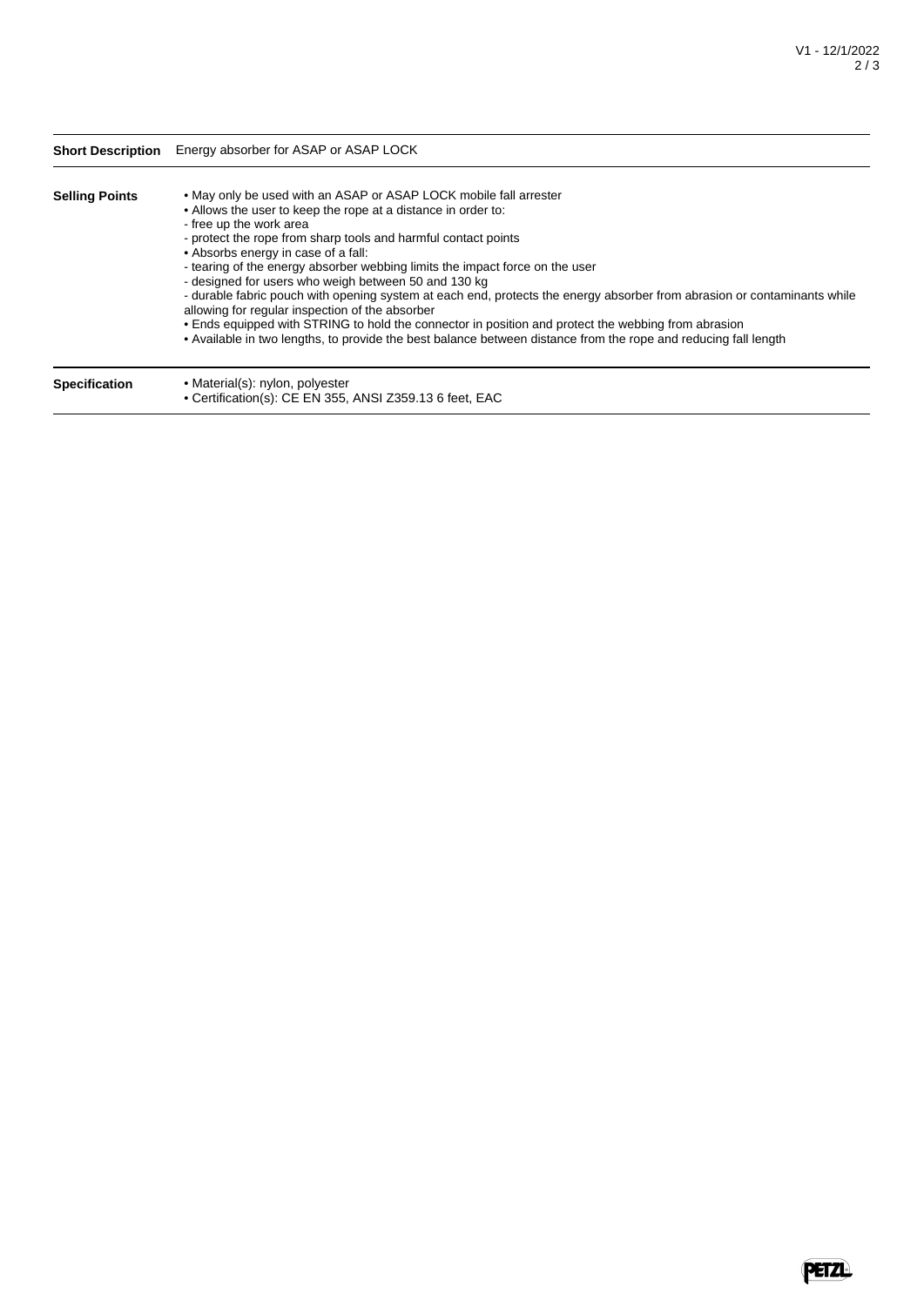| | |
|---|---|
| **Short Description** | Energy absorber for ASAP or ASAP LOCK |
| **Selling Points** | • May only be used with an ASAP or ASAP LOCK mobile fall arrester<br>• Allows the user to keep the rope at a distance in order to:<br>- free up the work area<br>- protect the rope from sharp tools and harmful contact points<br>• Absorbs energy in case of a fall:<br>- tearing of the energy absorber webbing limits the impact force on the user<br>- designed for users who weigh between 50 and 130 kg<br>- durable fabric pouch with opening system at each end, protects the energy absorber from abrasion or contaminants while allowing for regular inspection of the absorber<br>• Ends equipped with STRING to hold the connector in position and protect the webbing from abrasion<br>• Available in two lengths, to provide the best balance between distance from the rope and reducing fall length |
| **Specification** | • Material(s): nylon, polyester<br>• Certification(s): CE EN 355, ANSI Z359.13 6 feet, EAC |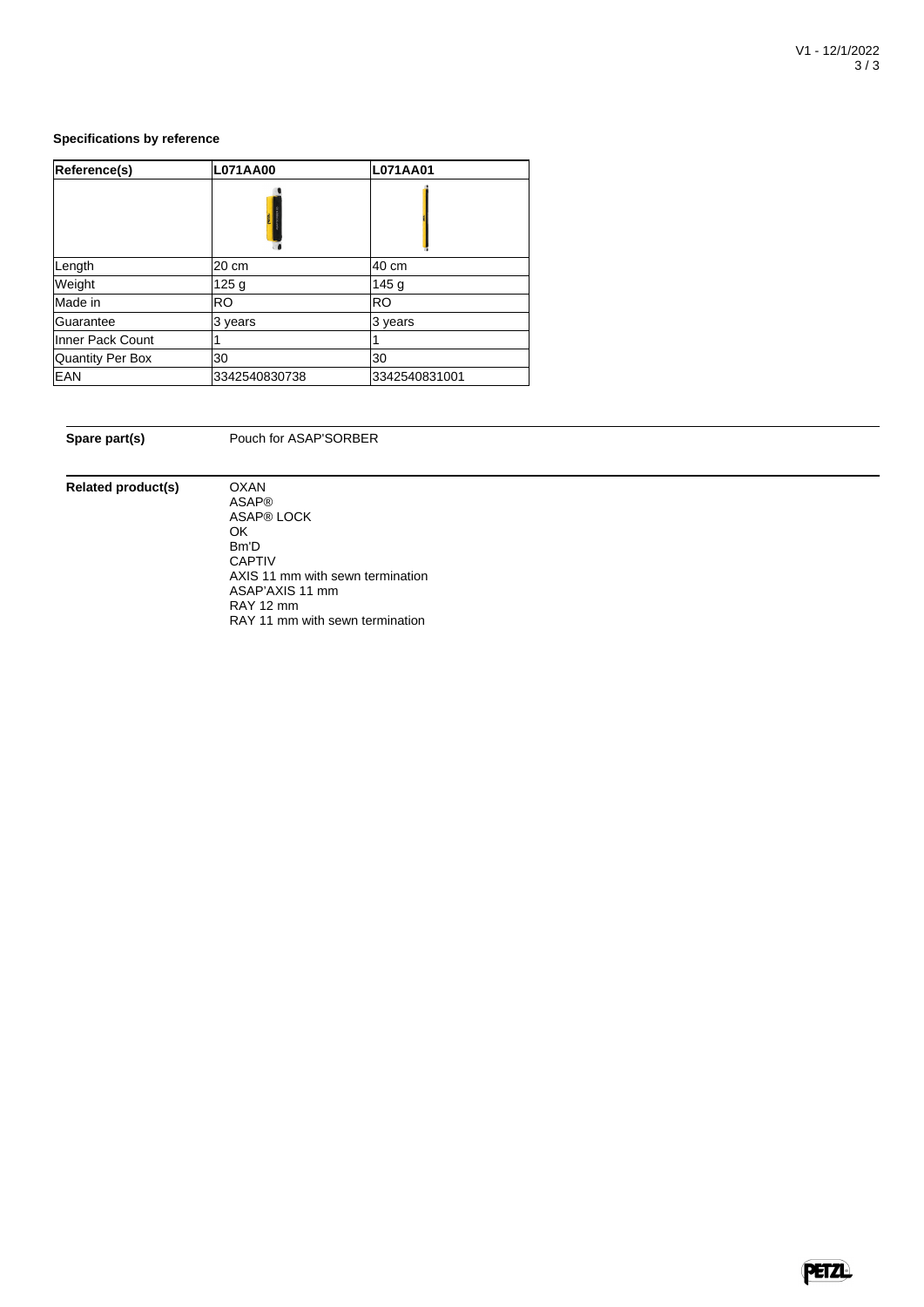**Specifications by reference**

| Reference(s) | L071AA00 | L071AA01 |
|---|---|---|
| | | |
| Length | 20 cm | 40 cm |
| Weight | 125 g | 145 g |
| Made in | RO | RO |
| Guarantee | 3 years | 3 years |
| Inner Pack Count | 1 | 1 |
| Quantity Per Box | 30 | 30 |
| EAN | 3342540830738 | 3342540831001 |

**Spare part(s)**

Pouch for ASAP'SORBER

**Related product(s)**

OXAN
ASAP®
ASAP® LOCK
OK
Bm'D
CAPTIV
AXIS 11 mm with sewn termination
ASAP'AXIS 11 mm
RAY 12 mm
RAY 11 mm with sewn termination